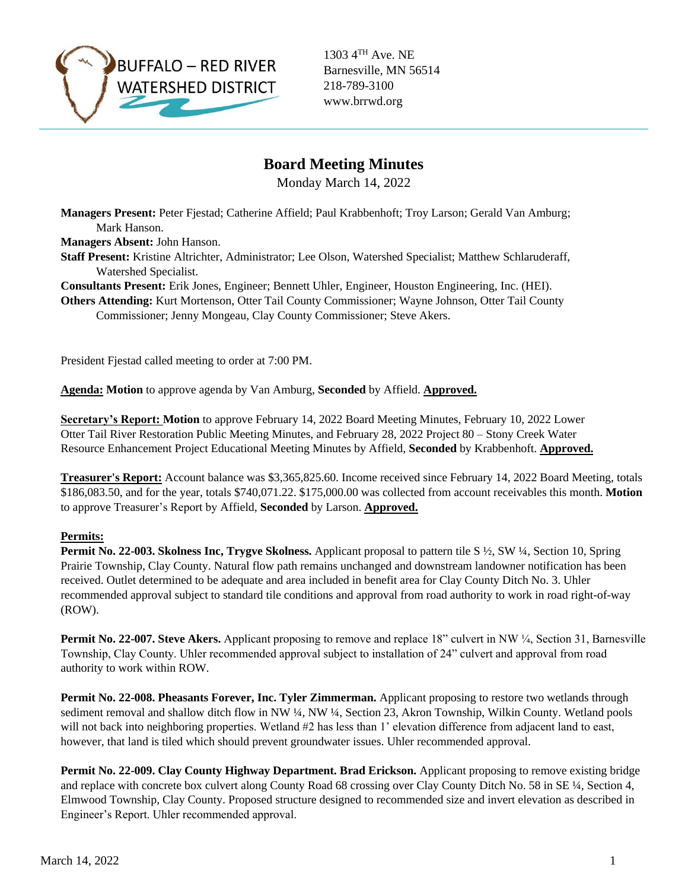BUFFALO – RED RIVER WATERSHED DISTRICT

1303 4TH Ave. NE
Barnesville, MN 56514
218-789-3100
www.brrwd.org

# Board Meeting Minutes

Monday March 14, 2022

**Managers Present:** Peter Fjestad; Catherine Affield; Paul Krabbenhoft; Troy Larson; Gerald Van Amburg; Mark Hanson.
**Managers Absent:** John Hanson.
**Staff Present:** Kristine Altrichter, Administrator; Lee Olson, Watershed Specialist; Matthew Schlaruderaff, Watershed Specialist.
**Consultants Present:** Erik Jones, Engineer; Bennett Uhler, Engineer, Houston Engineering, Inc. (HEI).
**Others Attending:** Kurt Mortenson, Otter Tail County Commissioner; Wayne Johnson, Otter Tail County Commissioner; Jenny Mongeau, Clay County Commissioner; Steve Akers.

President Fjestad called meeting to order at 7:00 PM.

**Agenda: Motion** to approve agenda by Van Amburg, **Seconded** by Affield. **Approved.**

**Secretary's Report: Motion** to approve February 14, 2022 Board Meeting Minutes, February 10, 2022 Lower Otter Tail River Restoration Public Meeting Minutes, and February 28, 2022 Project 80 – Stony Creek Water Resource Enhancement Project Educational Meeting Minutes by Affield, **Seconded** by Krabbenhoft. **Approved.**

**Treasurer's Report:** Account balance was $3,365,825.60. Income received since February 14, 2022 Board Meeting, totals $186,083.50, and for the year, totals $740,071.22. $175,000.00 was collected from account receivables this month. **Motion** to approve Treasurer's Report by Affield, **Seconded** by Larson. **Approved.**

**Permits:**

**Permit No. 22-003. Skolness Inc, Trygve Skolness.** Applicant proposal to pattern tile S ½, SW ¼, Section 10, Spring Prairie Township, Clay County. Natural flow path remains unchanged and downstream landowner notification has been received. Outlet determined to be adequate and area included in benefit area for Clay County Ditch No. 3. Uhler recommended approval subject to standard tile conditions and approval from road authority to work in road right-of-way (ROW).

**Permit No. 22-007. Steve Akers.** Applicant proposing to remove and replace 18" culvert in NW ¼, Section 31, Barnesville Township, Clay County. Uhler recommended approval subject to installation of 24" culvert and approval from road authority to work within ROW.

**Permit No. 22-008. Pheasants Forever, Inc. Tyler Zimmerman.** Applicant proposing to restore two wetlands through sediment removal and shallow ditch flow in NW ¼, NW ¼, Section 23, Akron Township, Wilkin County. Wetland pools will not back into neighboring properties. Wetland #2 has less than 1' elevation difference from adjacent land to east, however, that land is tiled which should prevent groundwater issues. Uhler recommended approval.

**Permit No. 22-009. Clay County Highway Department. Brad Erickson.** Applicant proposing to remove existing bridge and replace with concrete box culvert along County Road 68 crossing over Clay County Ditch No. 58 in SE ¼, Section 4, Elmwood Township, Clay County. Proposed structure designed to recommended size and invert elevation as described in Engineer's Report. Uhler recommended approval.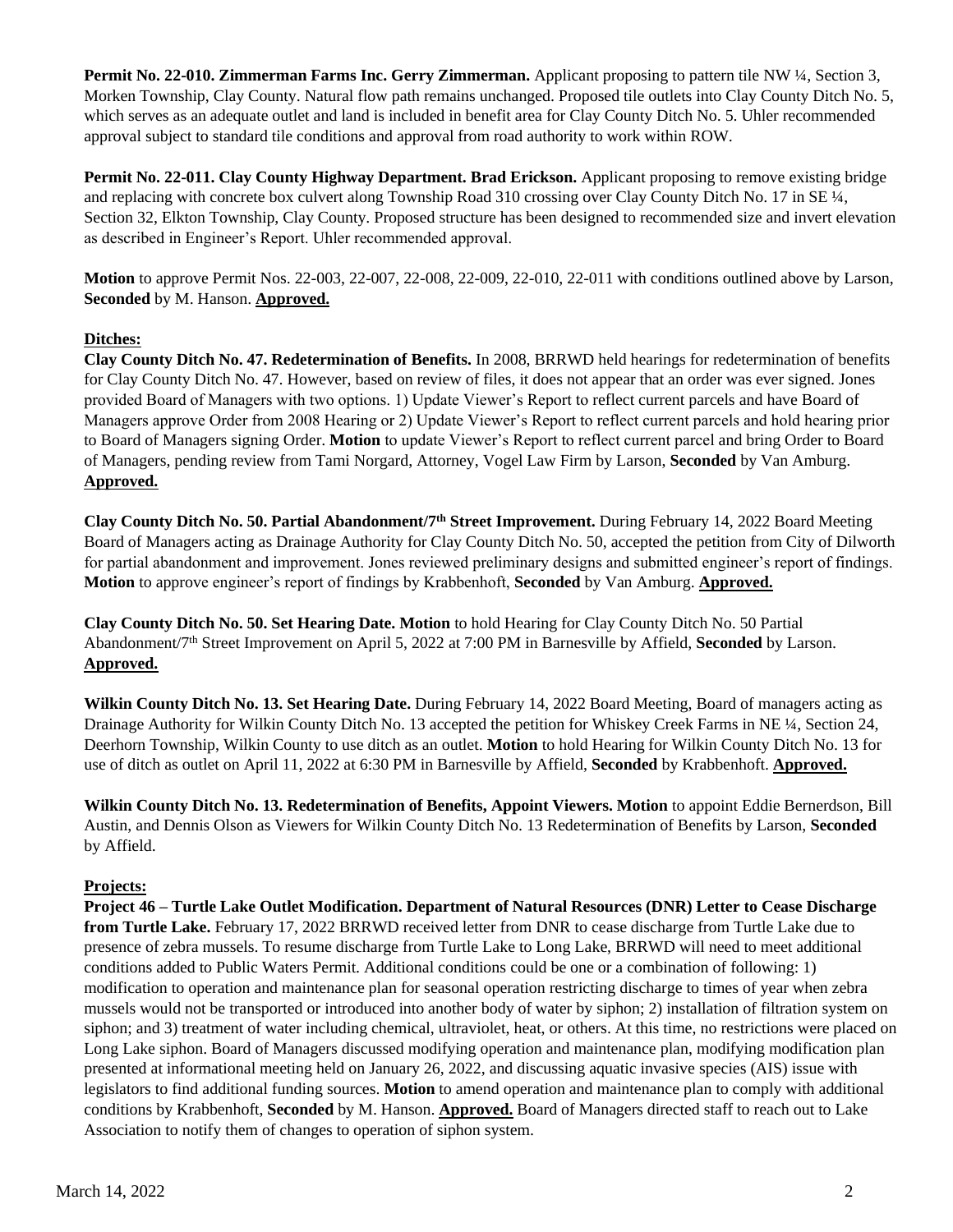**Permit No. 22-010. Zimmerman Farms Inc. Gerry Zimmerman.** Applicant proposing to pattern tile NW ¼, Section 3, Morken Township, Clay County. Natural flow path remains unchanged. Proposed tile outlets into Clay County Ditch No. 5, which serves as an adequate outlet and land is included in benefit area for Clay County Ditch No. 5. Uhler recommended approval subject to standard tile conditions and approval from road authority to work within ROW.

**Permit No. 22-011. Clay County Highway Department. Brad Erickson.** Applicant proposing to remove existing bridge and replacing with concrete box culvert along Township Road 310 crossing over Clay County Ditch No. 17 in SE ¼, Section 32, Elkton Township, Clay County. Proposed structure has been designed to recommended size and invert elevation as described in Engineer's Report. Uhler recommended approval.

**Motion** to approve Permit Nos. 22-003, 22-007, 22-008, 22-009, 22-010, 22-011 with conditions outlined above by Larson, **Seconded** by M. Hanson. **Approved.**

## Ditches:

**Clay County Ditch No. 47. Redetermination of Benefits.** In 2008, BRRWD held hearings for redetermination of benefits for Clay County Ditch No. 47. However, based on review of files, it does not appear that an order was ever signed. Jones provided Board of Managers with two options. 1) Update Viewer's Report to reflect current parcels and have Board of Managers approve Order from 2008 Hearing or 2) Update Viewer's Report to reflect current parcels and hold hearing prior to Board of Managers signing Order. **Motion** to update Viewer's Report to reflect current parcel and bring Order to Board of Managers, pending review from Tami Norgard, Attorney, Vogel Law Firm by Larson, **Seconded** by Van Amburg. **Approved.**

**Clay County Ditch No. 50. Partial Abandonment/7th Street Improvement.** During February 14, 2022 Board Meeting Board of Managers acting as Drainage Authority for Clay County Ditch No. 50, accepted the petition from City of Dilworth for partial abandonment and improvement. Jones reviewed preliminary designs and submitted engineer's report of findings. **Motion** to approve engineer's report of findings by Krabbenhoft, **Seconded** by Van Amburg. **Approved.**

**Clay County Ditch No. 50. Set Hearing Date. Motion** to hold Hearing for Clay County Ditch No. 50 Partial Abandonment/7th Street Improvement on April 5, 2022 at 7:00 PM in Barnesville by Affield, **Seconded** by Larson. **Approved.**

**Wilkin County Ditch No. 13. Set Hearing Date.** During February 14, 2022 Board Meeting, Board of managers acting as Drainage Authority for Wilkin County Ditch No. 13 accepted the petition for Whiskey Creek Farms in NE ¼, Section 24, Deerhorn Township, Wilkin County to use ditch as an outlet. **Motion** to hold Hearing for Wilkin County Ditch No. 13 for use of ditch as outlet on April 11, 2022 at 6:30 PM in Barnesville by Affield, **Seconded** by Krabbenhoft. **Approved.**

**Wilkin County Ditch No. 13. Redetermination of Benefits, Appoint Viewers. Motion** to appoint Eddie Bernerdson, Bill Austin, and Dennis Olson as Viewers for Wilkin County Ditch No. 13 Redetermination of Benefits by Larson, **Seconded** by Affield.

## Projects:

**Project 46 – Turtle Lake Outlet Modification. Department of Natural Resources (DNR) Letter to Cease Discharge from Turtle Lake.** February 17, 2022 BRRWD received letter from DNR to cease discharge from Turtle Lake due to presence of zebra mussels. To resume discharge from Turtle Lake to Long Lake, BRRWD will need to meet additional conditions added to Public Waters Permit. Additional conditions could be one or a combination of following: 1) modification to operation and maintenance plan for seasonal operation restricting discharge to times of year when zebra mussels would not be transported or introduced into another body of water by siphon; 2) installation of filtration system on siphon; and 3) treatment of water including chemical, ultraviolet, heat, or others. At this time, no restrictions were placed on Long Lake siphon. Board of Managers discussed modifying operation and maintenance plan, modifying modification plan presented at informational meeting held on January 26, 2022, and discussing aquatic invasive species (AIS) issue with legislators to find additional funding sources. **Motion** to amend operation and maintenance plan to comply with additional conditions by Krabbenhoft, **Seconded** by M. Hanson. **Approved.** Board of Managers directed staff to reach out to Lake Association to notify them of changes to operation of siphon system.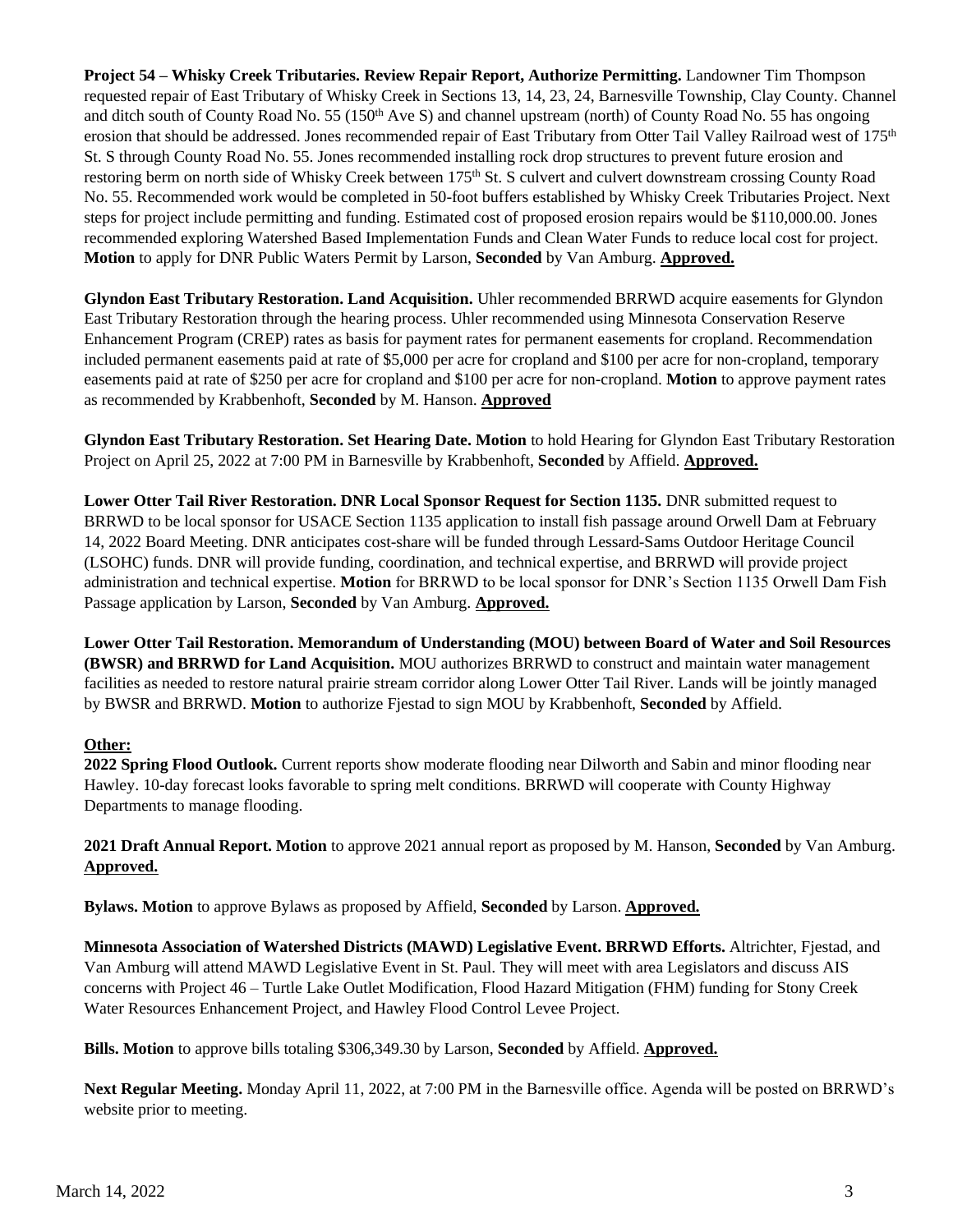**Project 54 – Whisky Creek Tributaries. Review Repair Report, Authorize Permitting.** Landowner Tim Thompson requested repair of East Tributary of Whisky Creek in Sections 13, 14, 23, 24, Barnesville Township, Clay County. Channel and ditch south of County Road No. 55 (150th Ave S) and channel upstream (north) of County Road No. 55 has ongoing erosion that should be addressed. Jones recommended repair of East Tributary from Otter Tail Valley Railroad west of 175th St. S through County Road No. 55. Jones recommended installing rock drop structures to prevent future erosion and restoring berm on north side of Whisky Creek between 175th St. S culvert and culvert downstream crossing County Road No. 55. Recommended work would be completed in 50-foot buffers established by Whisky Creek Tributaries Project. Next steps for project include permitting and funding. Estimated cost of proposed erosion repairs would be $110,000.00. Jones recommended exploring Watershed Based Implementation Funds and Clean Water Funds to reduce local cost for project. **Motion** to apply for DNR Public Waters Permit by Larson, **Seconded** by Van Amburg. **Approved.**

**Glyndon East Tributary Restoration. Land Acquisition.** Uhler recommended BRRWD acquire easements for Glyndon East Tributary Restoration through the hearing process. Uhler recommended using Minnesota Conservation Reserve Enhancement Program (CREP) rates as basis for payment rates for permanent easements for cropland. Recommendation included permanent easements paid at rate of $5,000 per acre for cropland and $100 per acre for non-cropland, temporary easements paid at rate of $250 per acre for cropland and $100 per acre for non-cropland. **Motion** to approve payment rates as recommended by Krabbenhoft, **Seconded** by M. Hanson. **Approved**

**Glyndon East Tributary Restoration. Set Hearing Date. Motion** to hold Hearing for Glyndon East Tributary Restoration Project on April 25, 2022 at 7:00 PM in Barnesville by Krabbenhoft, **Seconded** by Affield. **Approved.**

**Lower Otter Tail River Restoration. DNR Local Sponsor Request for Section 1135.** DNR submitted request to BRRWD to be local sponsor for USACE Section 1135 application to install fish passage around Orwell Dam at February 14, 2022 Board Meeting. DNR anticipates cost-share will be funded through Lessard-Sams Outdoor Heritage Council (LSOHC) funds. DNR will provide funding, coordination, and technical expertise, and BRRWD will provide project administration and technical expertise. **Motion** for BRRWD to be local sponsor for DNR's Section 1135 Orwell Dam Fish Passage application by Larson, **Seconded** by Van Amburg. **Approved.**

**Lower Otter Tail Restoration. Memorandum of Understanding (MOU) between Board of Water and Soil Resources (BWSR) and BRRWD for Land Acquisition.** MOU authorizes BRRWD to construct and maintain water management facilities as needed to restore natural prairie stream corridor along Lower Otter Tail River. Lands will be jointly managed by BWSR and BRRWD. **Motion** to authorize Fjestad to sign MOU by Krabbenhoft, **Seconded** by Affield.

**Other:**

**2022 Spring Flood Outlook.** Current reports show moderate flooding near Dilworth and Sabin and minor flooding near Hawley. 10-day forecast looks favorable to spring melt conditions. BRRWD will cooperate with County Highway Departments to manage flooding.

**2021 Draft Annual Report. Motion** to approve 2021 annual report as proposed by M. Hanson, **Seconded** by Van Amburg. **Approved.**

**Bylaws. Motion** to approve Bylaws as proposed by Affield, **Seconded** by Larson. **Approved.**

**Minnesota Association of Watershed Districts (MAWD) Legislative Event. BRRWD Efforts.** Altrichter, Fjestad, and Van Amburg will attend MAWD Legislative Event in St. Paul. They will meet with area Legislators and discuss AIS concerns with Project 46 – Turtle Lake Outlet Modification, Flood Hazard Mitigation (FHM) funding for Stony Creek Water Resources Enhancement Project, and Hawley Flood Control Levee Project.

**Bills. Motion** to approve bills totaling $306,349.30 by Larson, **Seconded** by Affield. **Approved.**

**Next Regular Meeting.** Monday April 11, 2022, at 7:00 PM in the Barnesville office. Agenda will be posted on BRRWD's website prior to meeting.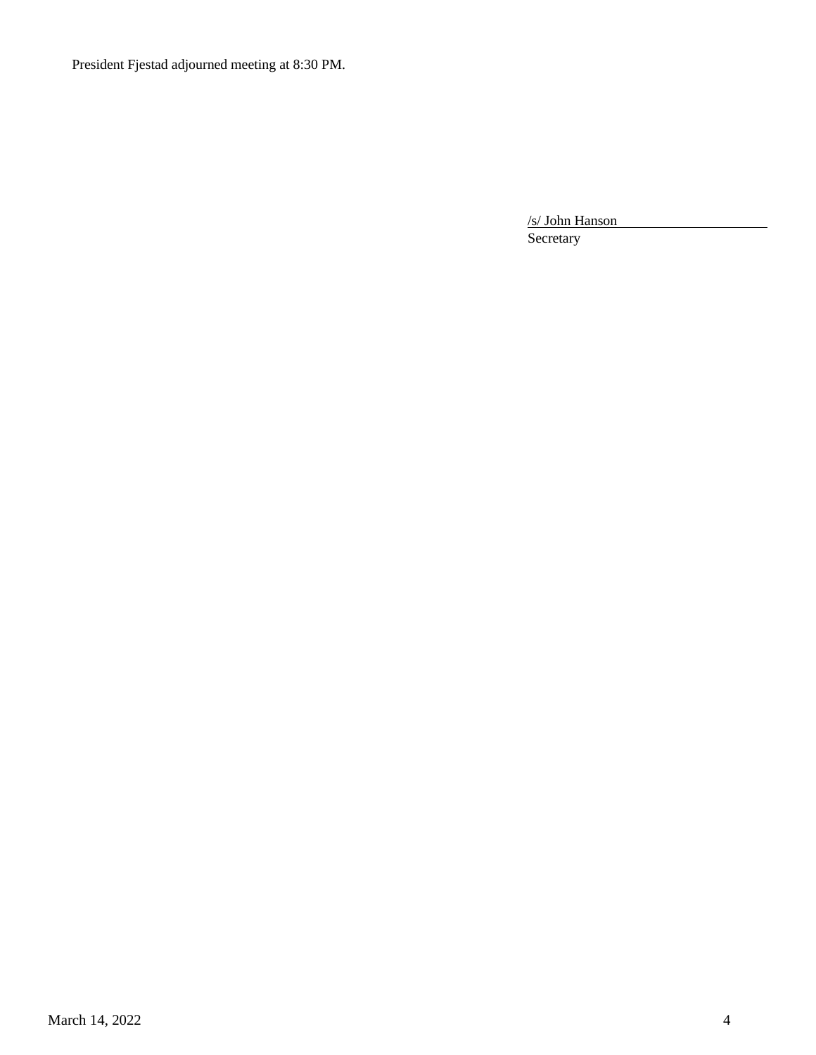President Fjestad adjourned meeting at 8:30 PM.

/s/ John Hanson
Secretary